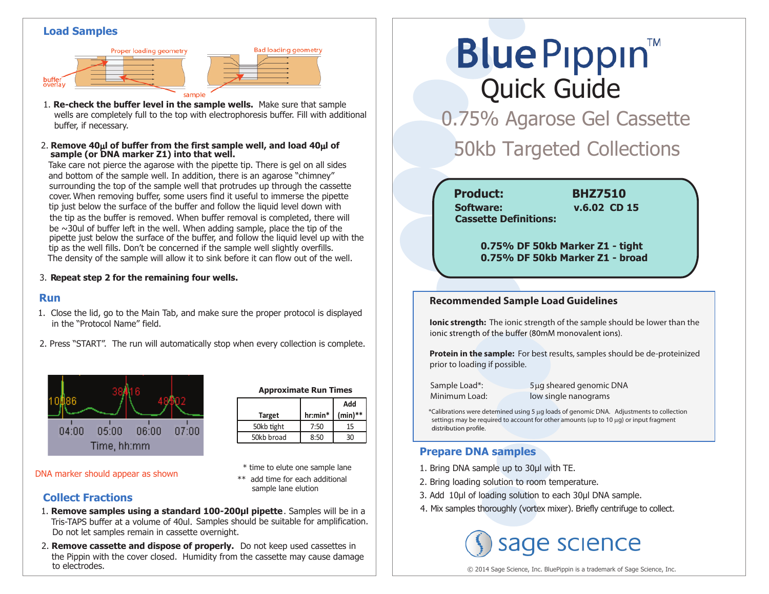# BluePippin™ Quick Guide

## 0.75% Agarose Gel Cassette

## 50kb Targeted Collections

**Product:** BHZ7510
**Software:** v.6.02 CD 15
**Cassette Definitions:**

**0.75% DF 50kb Marker Z1 - tight**
**0.75% DF 50kb Marker Z1 - broad**

### Recommended Sample Load Guidelines

**Ionic strength:** The ionic strength of the sample should be lower than the ionic strength of the buffer (80mM monovalent ions).

**Protein in the sample:** For best results, samples should be de-proteinized prior to loading if possible.

| | |
|---|---|
| Sample Load*: | 5μg sheared genomic DNA |
| Minimum Load: | low single nanograms |

*Calibrations were detemined using 5 μg loads of genomic DNA. Adjustments to collection settings may be required to account for other amounts (up to 10 μg) or input fragment distribution profile.

## Prepare DNA samples

1. Bring DNA sample up to 30μl with TE.
2. Bring loading solution to room temperature.
3. Add 10μl of loading solution to each 30μl DNA sample.
4. Mix samples thoroughly (vortex mixer). Briefly centrifuge to collect.

sage science

© 2014 Sage Science, Inc. BluePippin is a trademark of Sage Science, Inc.

## Load Samples

Proper loading geometry — Bad loading geometry — buffer overlay — sample

1. **Re-check the buffer level in the sample wells.** Make sure that sample wells are completely full to the top with electrophoresis buffer. Fill with additional buffer, if necessary.

2. **Remove 40μl of buffer from the first sample well, and load 40μl of sample (or DNA marker Z1) into that well.**
Take care not pierce the agarose with the pipette tip. There is gel on all sides and bottom of the sample well. In addition, there is an agarose "chimney" surrounding the top of the sample well that protrudes up through the cassette cover. When removing buffer, some users find it useful to immerse the pipette tip just below the surface of the buffer and follow the liquid level down with the tip as the buffer is removed. When buffer removal is completed, there will be ~30ul of buffer left in the well. When adding sample, place the tip of the pipette just below the surface of the buffer, and follow the liquid level up with the tip as the well fills. Don't be concerned if the sample well slightly overfills. The density of the sample will allow it to sink before it can flow out of the well.

3. **Repeat step 2 for the remaining four wells.**

## Run

1. Close the lid, go to the Main Tab, and make sure the proper protocol is displayed in the "Protocol Name" field.

2. Press "START". The run will automatically stop when every collection is complete.

10086 — 38416 — 48502
04:00 05:00 06:00 07:00
Time, hh:mm

DNA marker should appear as shown

**Approximate Run Times**

| Target | hr:min* | Add (min)** |
|---|---|---|
| 50kb tight | 7:50 | 15 |
| 50kb broad | 8:50 | 30 |

\* time to elute one sample lane
\*\* add time for each additional sample lane elution

## Collect Fractions

1. **Remove samples using a standard 100-200μl pipette**. Samples will be in a Tris-TAPS buffer at a volume of 40ul. Samples should be suitable for amplification. Do not let samples remain in cassette overnight.

2. **Remove cassette and dispose of properly.** Do not keep used cassettes in the Pippin with the cover closed. Humidity from the cassette may cause damage to electrodes.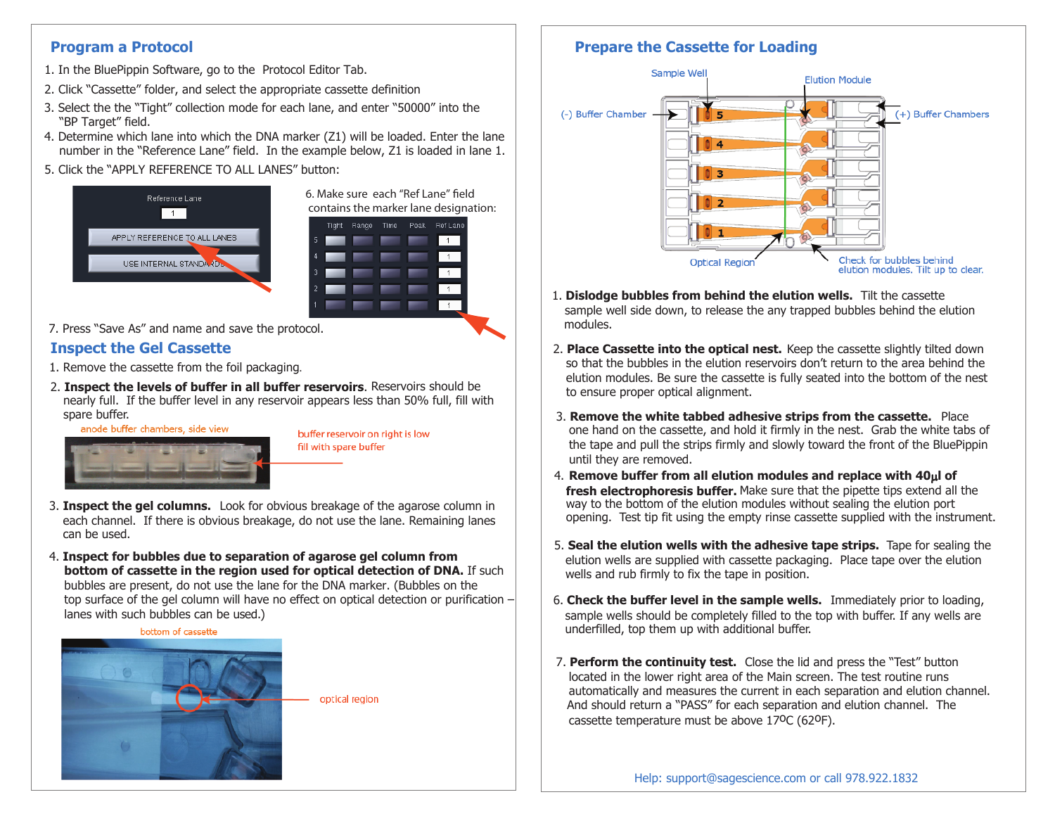## Program a Protocol

1. In the BluePippin Software, go to the Protocol Editor Tab.
2. Click "Cassette" folder, and select the appropriate cassette definition
3. Select the the "Tight" collection mode for each lane, and enter "50000" into the "BP Target" field.
4. Determine which lane into which the DNA marker (Z1) will be loaded. Enter the lane number in the "Reference Lane" field. In the example below, Z1 is loaded in lane 1.
5. Click the "APPLY REFERENCE TO ALL LANES" button:

Reference Lane

1

APPLY REFERENCE TO ALL LANES

USE INTERNAL STANDARDS

6. Make sure each "Ref Lane" field contains the marker lane designation:

| | Tight | Range | Time | Peak | Ref Lane |
|---|---|---|---|---|---|
| 5 | | | | | 1 |
| 4 | | | | | 1 |
| 3 | | | | | 1 |
| 2 | | | | | 1 |
| 1 | | | | | 1 |

7. Press "Save As" and name and save the protocol.

## Inspect the Gel Cassette

1. Remove the cassette from the foil packaging.
2. **Inspect the levels of buffer in all buffer reservoirs**. Reservoirs should be nearly full. If the buffer level in any reservoir appears less than 50% full, fill with spare buffer.

anode buffer chambers, side view

buffer reservoir on right is low
fill with spare buffer

3. **Inspect the gel columns.** Look for obvious breakage of the agarose column in each channel. If there is obvious breakage, do not use the lane. Remaining lanes can be used.
4. **Inspect for bubbles due to separation of agarose gel column from bottom of cassette in the region used for optical detection of DNA.** If such bubbles are present, do not use the lane for the DNA marker. (Bubbles on the top surface of the gel column will have no effect on optical detection or purification – lanes with such bubbles can be used.)

bottom of cassette

optical region

## Prepare the Cassette for Loading

Sample Well

Elution Module

(-) Buffer Chamber

(+) Buffer Chambers

5
4
3
2
1

Optical Region

Check for bubbles behind elution modules. Tilt up to clear.

1. **Dislodge bubbles from behind the elution wells.** Tilt the cassette sample well side down, to release the any trapped bubbles behind the elution modules.
2. **Place Cassette into the optical nest.** Keep the cassette slightly tilted down so that the bubbles in the elution reservoirs don't return to the area behind the elution modules. Be sure the cassette is fully seated into the bottom of the nest to ensure proper optical alignment.
3. **Remove the white tabbed adhesive strips from the cassette.** Place one hand on the cassette, and hold it firmly in the nest. Grab the white tabs of the tape and pull the strips firmly and slowly toward the front of the BluePippin until they are removed.
4. **Remove buffer from all elution modules and replace with 40μl of fresh electrophoresis buffer.** Make sure that the pipette tips extend all the way to the bottom of the elution modules without sealing the elution port opening. Test tip fit using the empty rinse cassette supplied with the instrument.
5. **Seal the elution wells with the adhesive tape strips.** Tape for sealing the elution wells are supplied with cassette packaging. Place tape over the elution wells and rub firmly to fix the tape in position.
6. **Check the buffer level in the sample wells.** Immediately prior to loading, sample wells should be completely filled to the top with buffer. If any wells are underfilled, top them up with additional buffer.
7. **Perform the continuity test.** Close the lid and press the "Test" button located in the lower right area of the Main screen. The test routine runs automatically and measures the current in each separation and elution channel. And should return a "PASS" for each separation and elution channel. The cassette temperature must be above 17ºC (62ºF).

Help: support@sagescience.com or call 978.922.1832